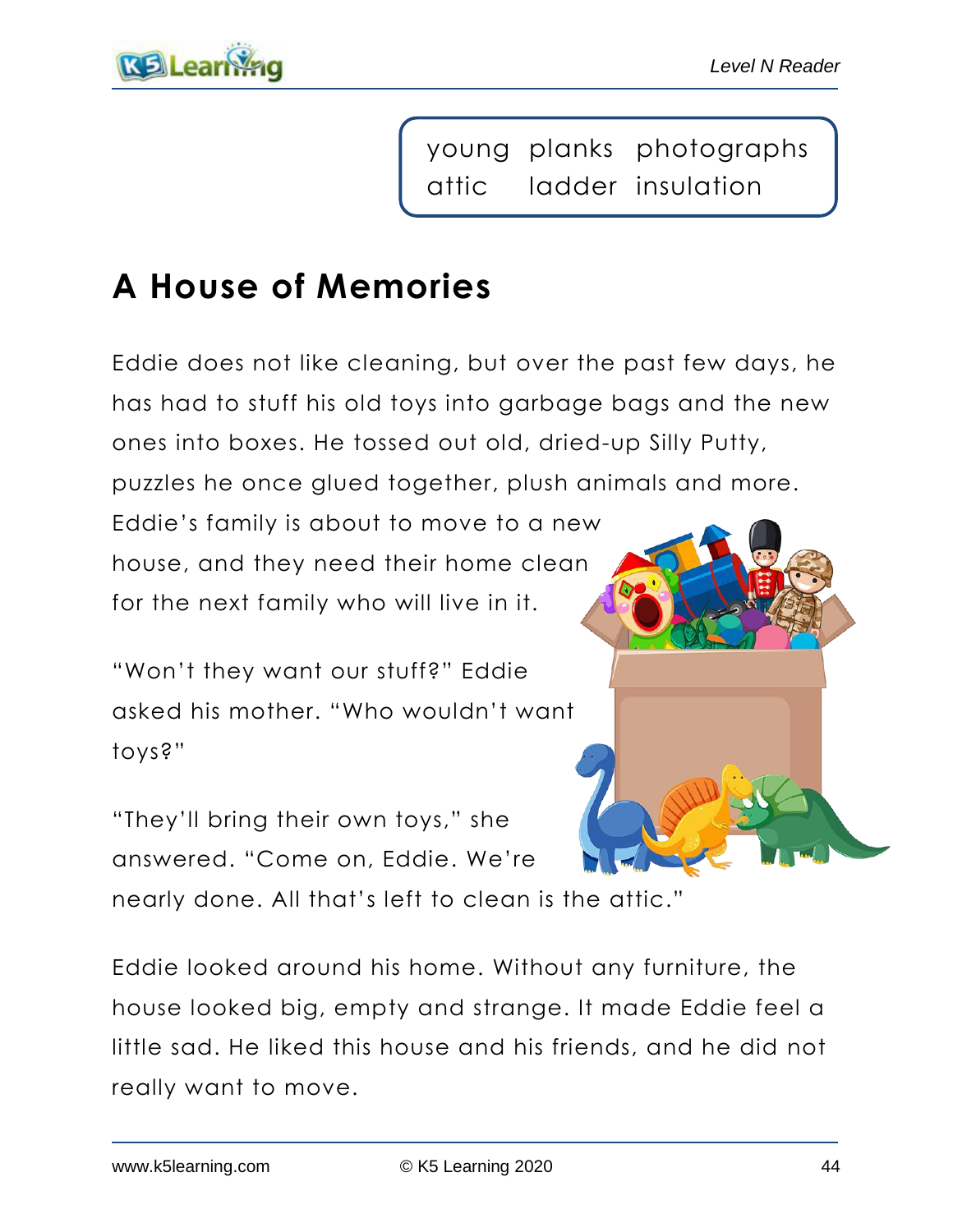| young | planks | photographs |
| --- | --- | --- |
| attic | ladder | insulation |

# A House of Memories

Eddie does not like cleaning, but over the past few days, he has had to stuff his old toys into garbage bags and the new ones into boxes. He tossed out old, dried-up Silly Putty, puzzles he once glued together, plush animals and more. Eddie's family is about to move to a new house, and they need their home clean for the next family who will live in it.

"Won't they want our stuff?" Eddie asked his mother. "Who wouldn't want toys?"

"They'll bring their own toys," she answered. "Come on, Eddie. We're nearly done. All that's left to clean is the attic."

Eddie looked around his home. Without any furniture, the house looked big, empty and strange. It made Eddie feel a little sad. He liked this house and his friends, and he did not really want to move.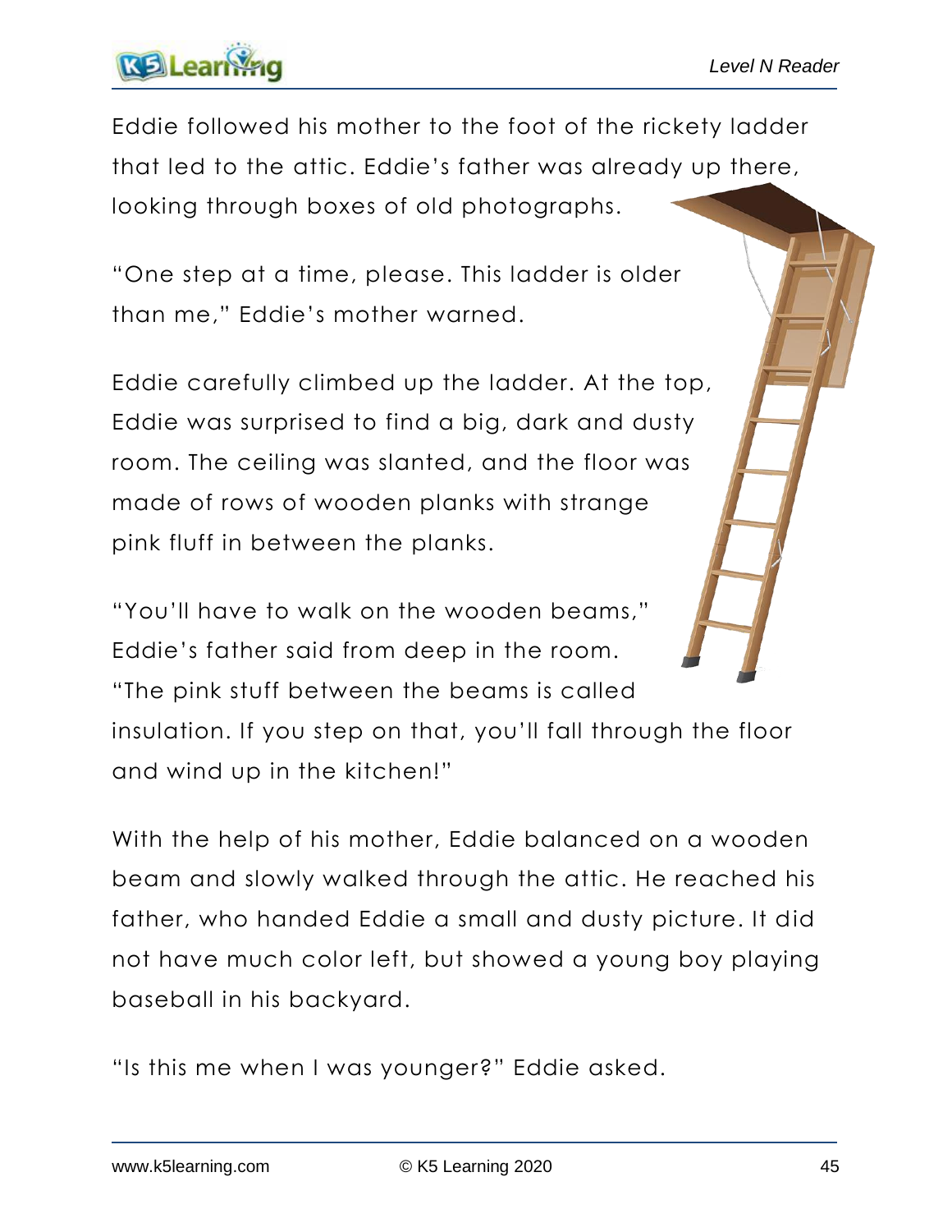Eddie followed his mother to the foot of the rickety ladder that led to the attic. Eddie's father was already up there, looking through boxes of old photographs.

"One step at a time, please. This ladder is older than me," Eddie's mother warned.

Eddie carefully climbed up the ladder. At the top, Eddie was surprised to find a big, dark and dusty room. The ceiling was slanted, and the floor was made of rows of wooden planks with strange pink fluff in between the planks.

"You'll have to walk on the wooden beams," Eddie's father said from deep in the room. "The pink stuff between the beams is called insulation. If you step on that, you'll fall through the floor and wind up in the kitchen!"

With the help of his mother, Eddie balanced on a wooden beam and slowly walked through the attic. He reached his father, who handed Eddie a small and dusty picture. It did not have much color left, but showed a young boy playing baseball in his backyard.

"Is this me when I was younger?" Eddie asked.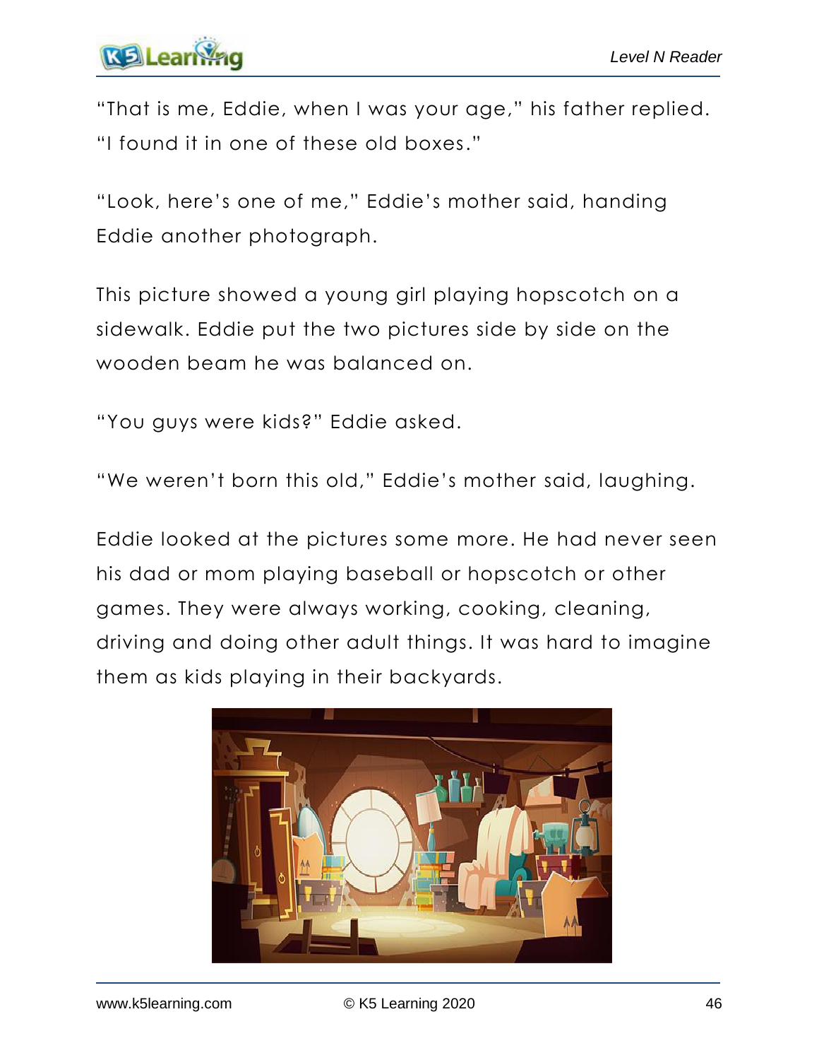"That is me, Eddie, when I was your age," his father replied. "I found it in one of these old boxes."

"Look, here's one of me," Eddie's mother said, handing Eddie another photograph.

This picture showed a young girl playing hopscotch on a sidewalk. Eddie put the two pictures side by side on the wooden beam he was balanced on.

"You guys were kids?" Eddie asked.

"We weren't born this old," Eddie's mother said, laughing.

Eddie looked at the pictures some more. He had never seen his dad or mom playing baseball or hopscotch or other games. They were always working, cooking, cleaning, driving and doing other adult things. It was hard to imagine them as kids playing in their backyards.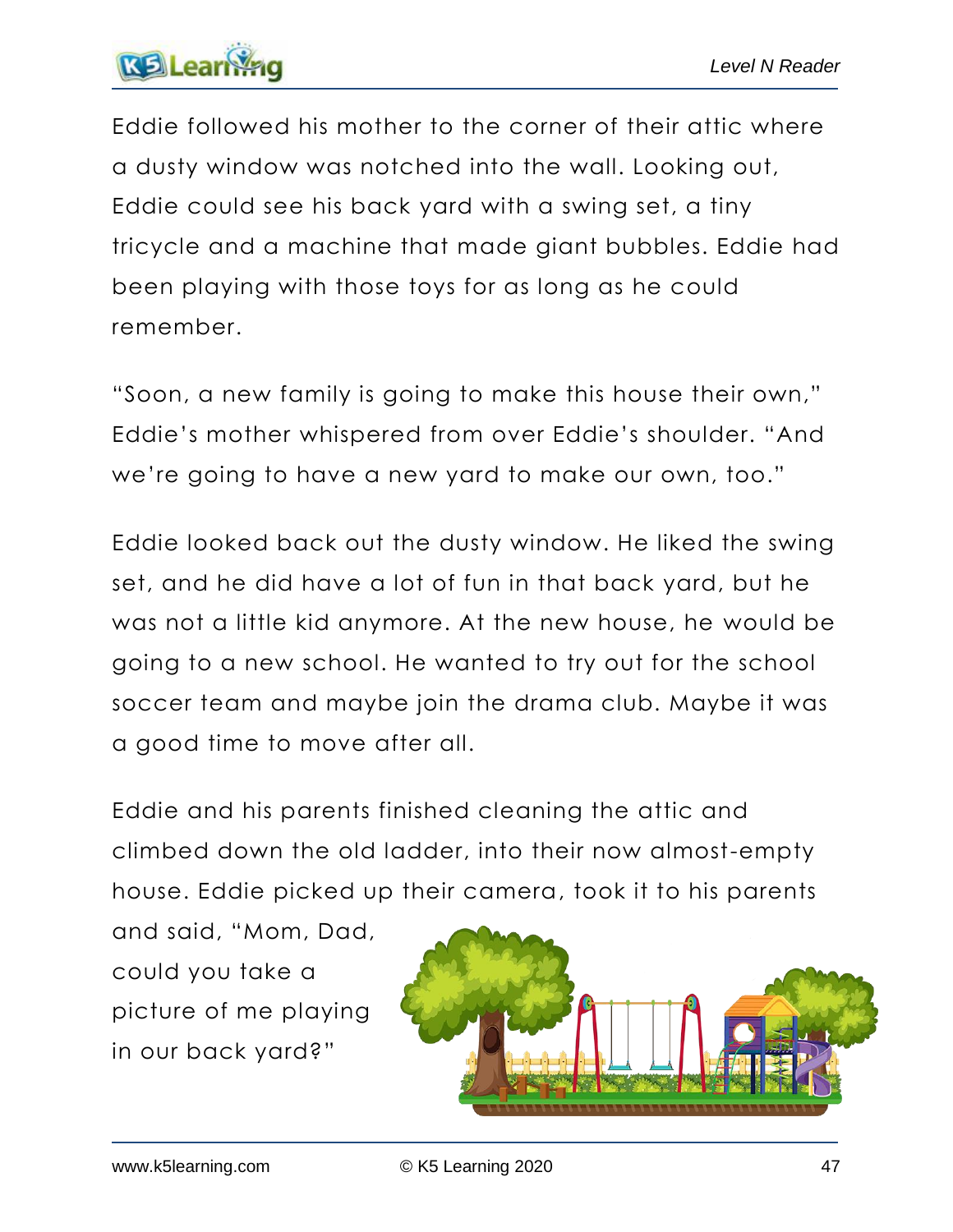Eddie followed his mother to the corner of their attic where a dusty window was notched into the wall. Looking out, Eddie could see his back yard with a swing set, a tiny tricycle and a machine that made giant bubbles. Eddie had been playing with those toys for as long as he could remember.

"Soon, a new family is going to make this house their own," Eddie's mother whispered from over Eddie's shoulder. "And we're going to have a new yard to make our own, too."

Eddie looked back out the dusty window. He liked the swing set, and he did have a lot of fun in that back yard, but he was not a little kid anymore. At the new house, he would be going to a new school. He wanted to try out for the school soccer team and maybe join the drama club. Maybe it was a good time to move after all.

Eddie and his parents finished cleaning the attic and climbed down the old ladder, into their now almost-empty house. Eddie picked up their camera, took it to his parents and said, "Mom, Dad, could you take a picture of me playing in our back yard?"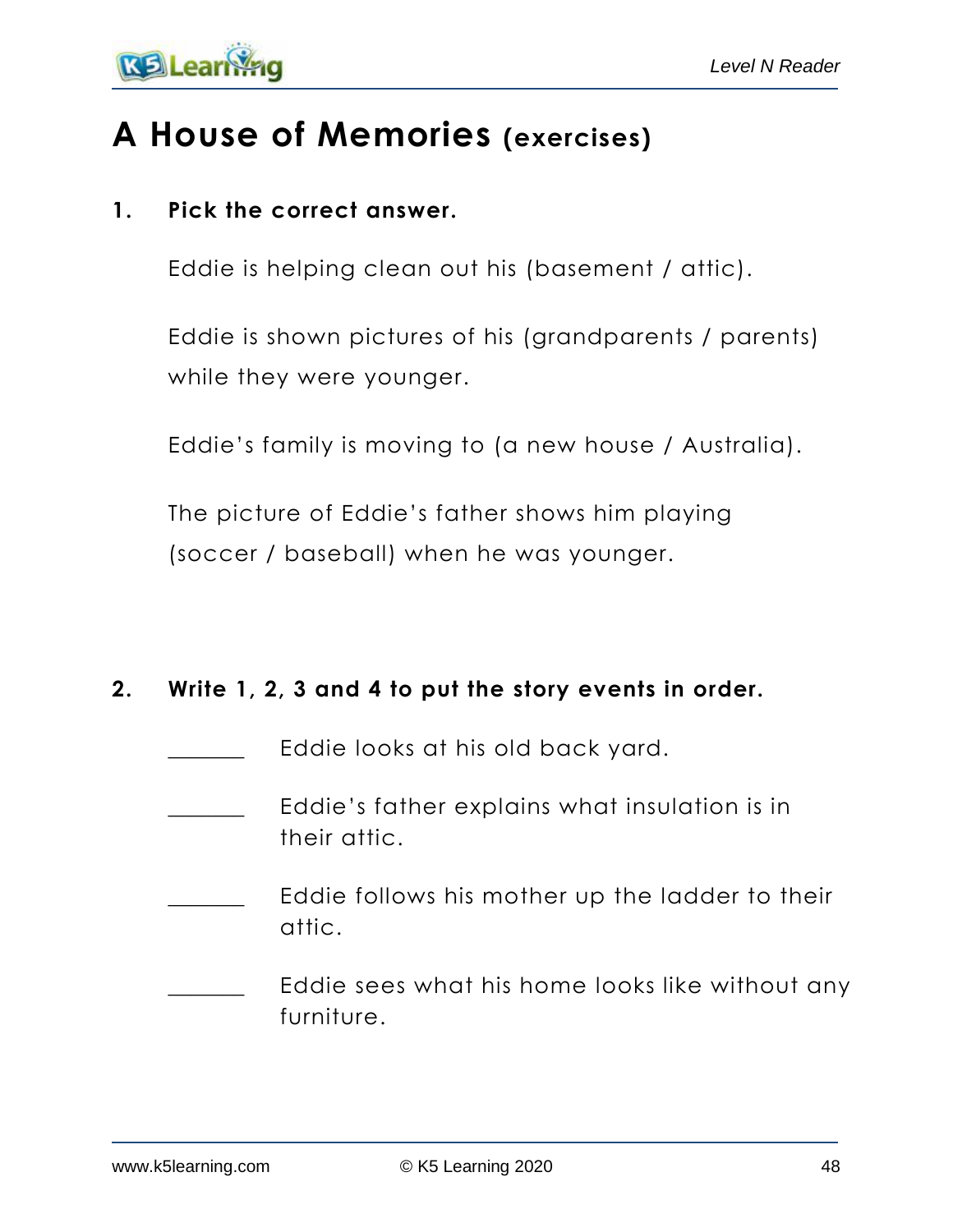# A House of Memories (exercises)

**1. Pick the correct answer.**

Eddie is helping clean out his (basement / attic).

Eddie is shown pictures of his (grandparents / parents) while they were younger.

Eddie's family is moving to (a new house / Australia).

The picture of Eddie's father shows him playing (soccer / baseball) when he was younger.

**2. Write 1, 2, 3 and 4 to put the story events in order.**

______ Eddie looks at his old back yard.

______ Eddie's father explains what insulation is in their attic.

______ Eddie follows his mother up the ladder to their attic.

______ Eddie sees what his home looks like without any furniture.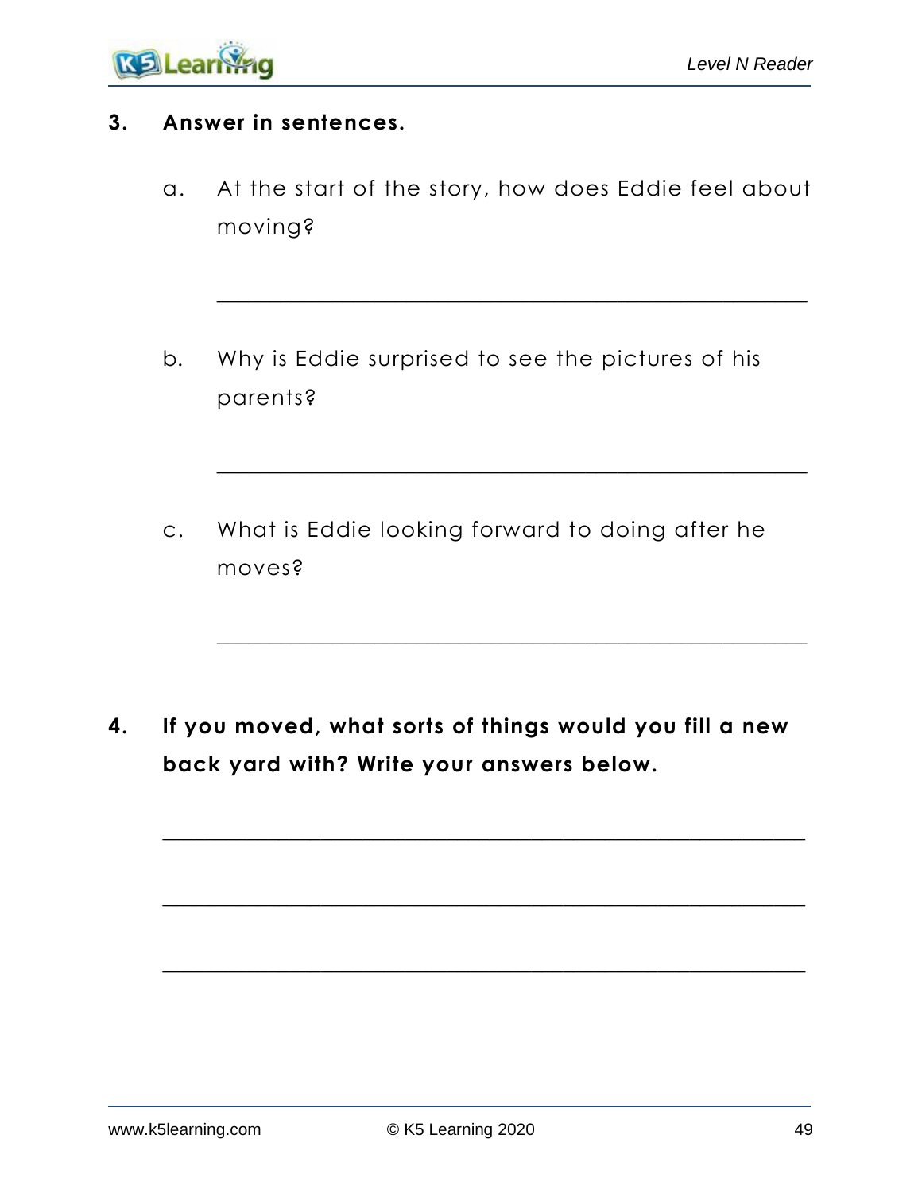**3. Answer in sentences.**

a. At the start of the story, how does Eddie feel about moving?

_______________________________________________

b. Why is Eddie surprised to see the pictures of his parents?

_______________________________________________

c. What is Eddie looking forward to doing after he moves?

_______________________________________________

**4. If you moved, what sorts of things would you fill a new back yard with? Write your answers below.**

_______________________________________________

_______________________________________________

_______________________________________________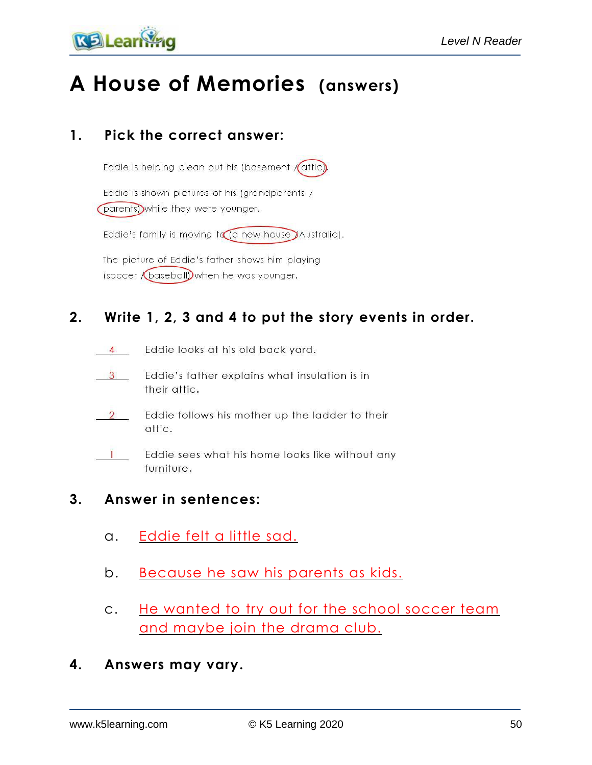# A House of Memories (answers)

## 1. Pick the correct answer:

Eddie is helping clean out his (basement / **attic**).

Eddie is shown pictures of his (grandparents / **parents**) while they were younger.

Eddie's family is moving to (**a new house** / Australia).

The picture of Eddie's father shows him playing (soccer / **baseball**) when he was younger.

## 2. Write 1, 2, 3 and 4 to put the story events in order.

__4__ Eddie looks at his old back yard.

__3__ Eddie's father explains what insulation is in their attic.

__2__ Eddie follows his mother up the ladder to their attic.

__1__ Eddie sees what his home looks like without any furniture.

## 3. Answer in sentences:

a. Eddie felt a little sad.

b. Because he saw his parents as kids.

c. He wanted to try out for the school soccer team and maybe join the drama club.

## 4. Answers may vary.